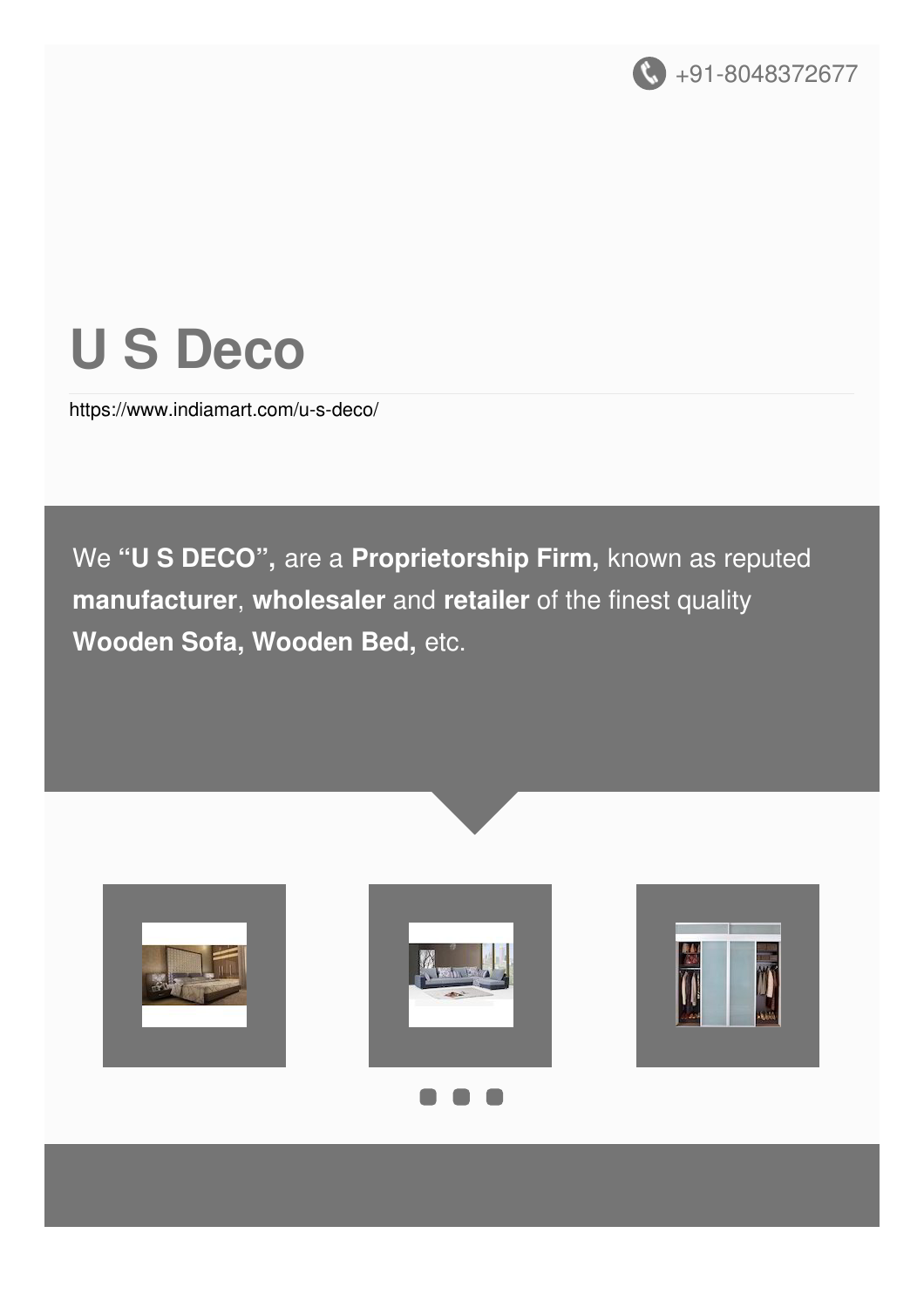+91-8048372677

# U S Deco

https://www.indiamart.com/u-s-deco/

We **"U S DECO",** are a **Proprietorship Firm,** known as reputed **manufacturer**, **wholesaler** and **retailer** of the finest quality **Wooden Sofa, Wooden Bed,** etc.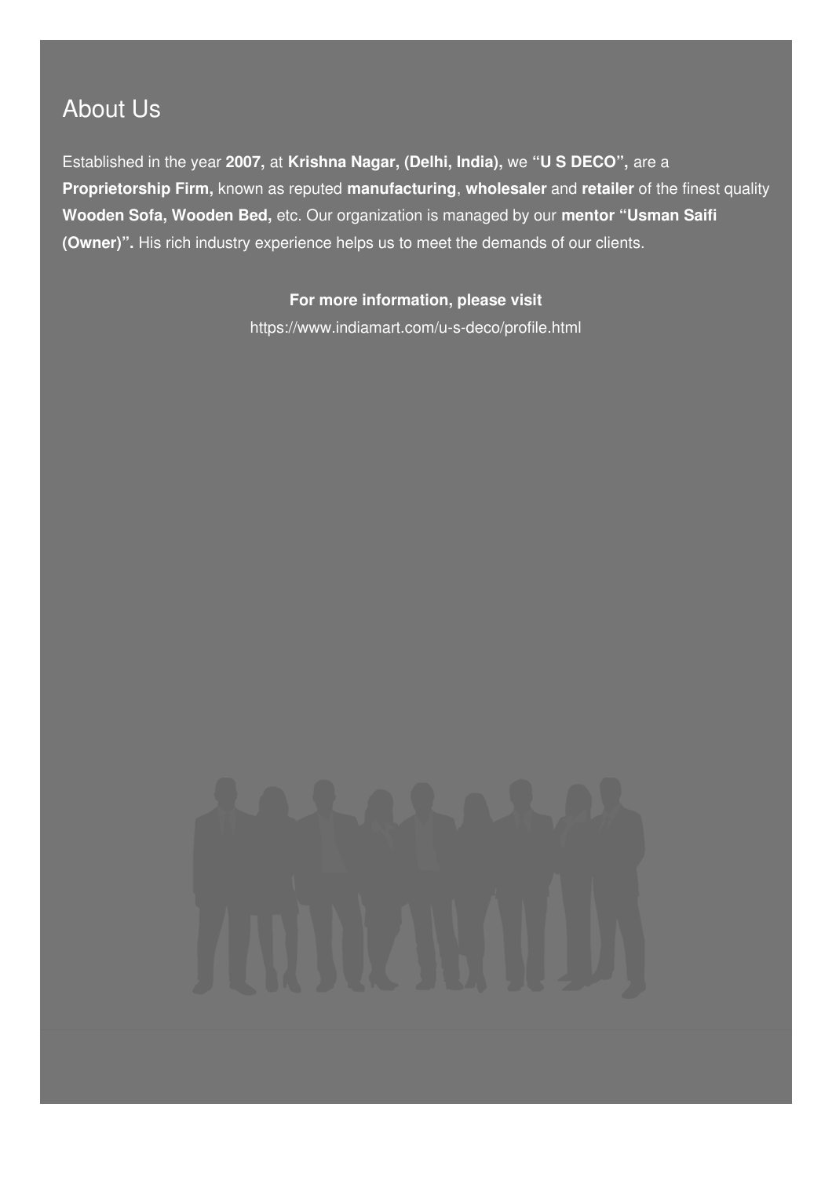## About Us

Established in the year **2007,** at **Krishna Nagar, (Delhi, India),** we **"U S DECO",** are a **Proprietorship Firm,** known as reputed **manufacturing**, **wholesaler** and **retailer** of the finest quality **Wooden Sofa, Wooden Bed,** etc. Our organization is managed by our **mentor "Usman Saifi (Owner)".** His rich industry experience helps us to meet the demands of our clients.

**For more information, please visit**

https://www.indiamart.com/u-s-deco/profile.html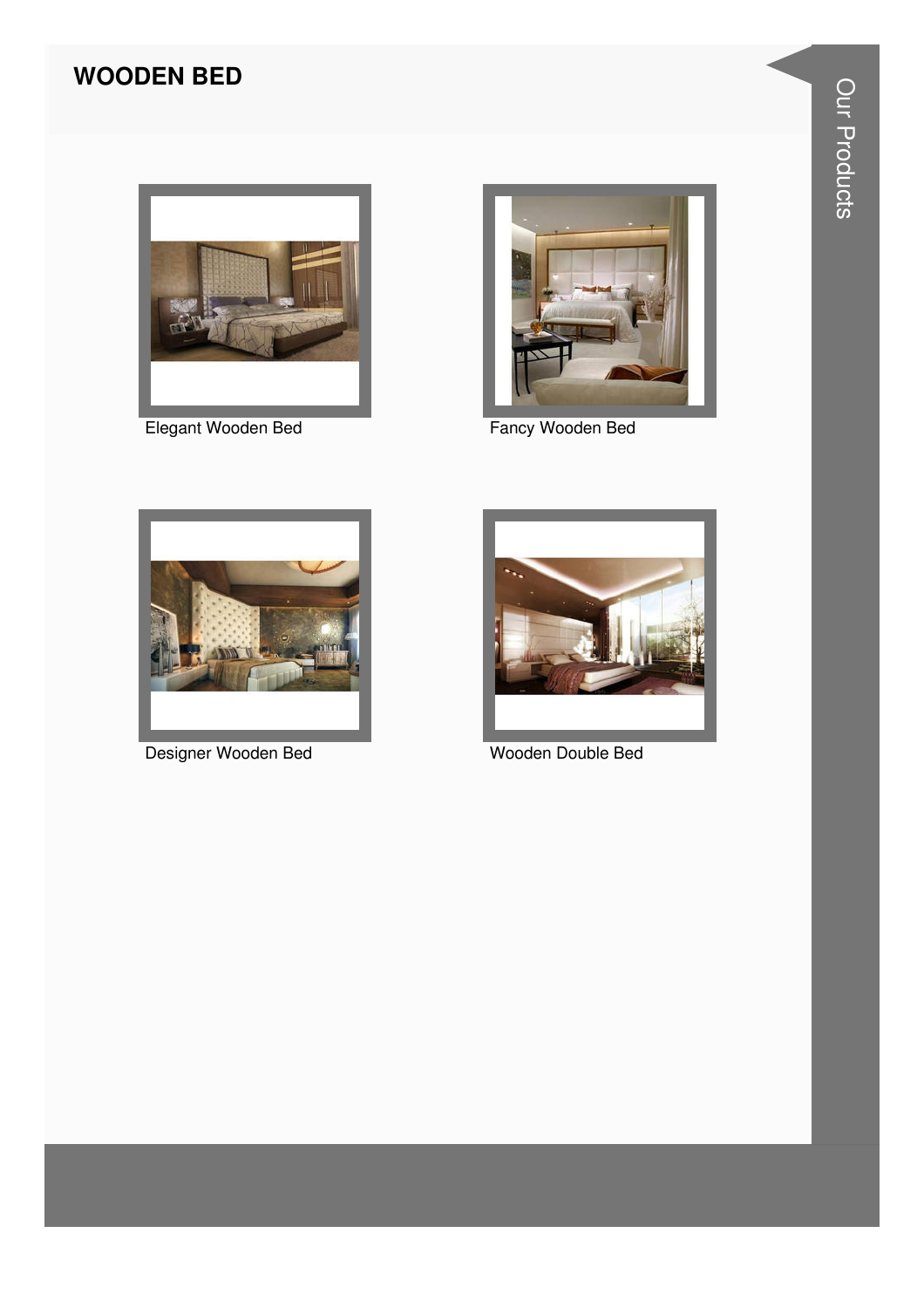# WOODEN BED

Elegant Wooden Bed

Fancy Wooden Bed

Designer Wooden Bed

Wooden Double Bed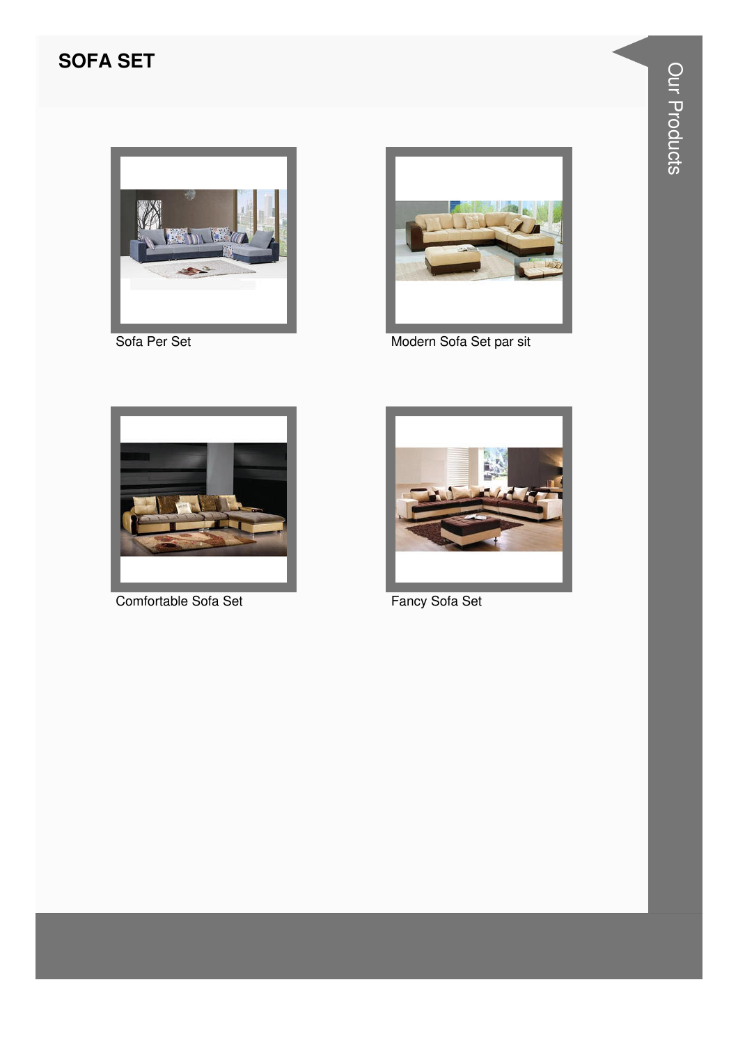## SOFA SET

Sofa Per Set

Modern Sofa Set par sit

Comfortable Sofa Set

Fancy Sofa Set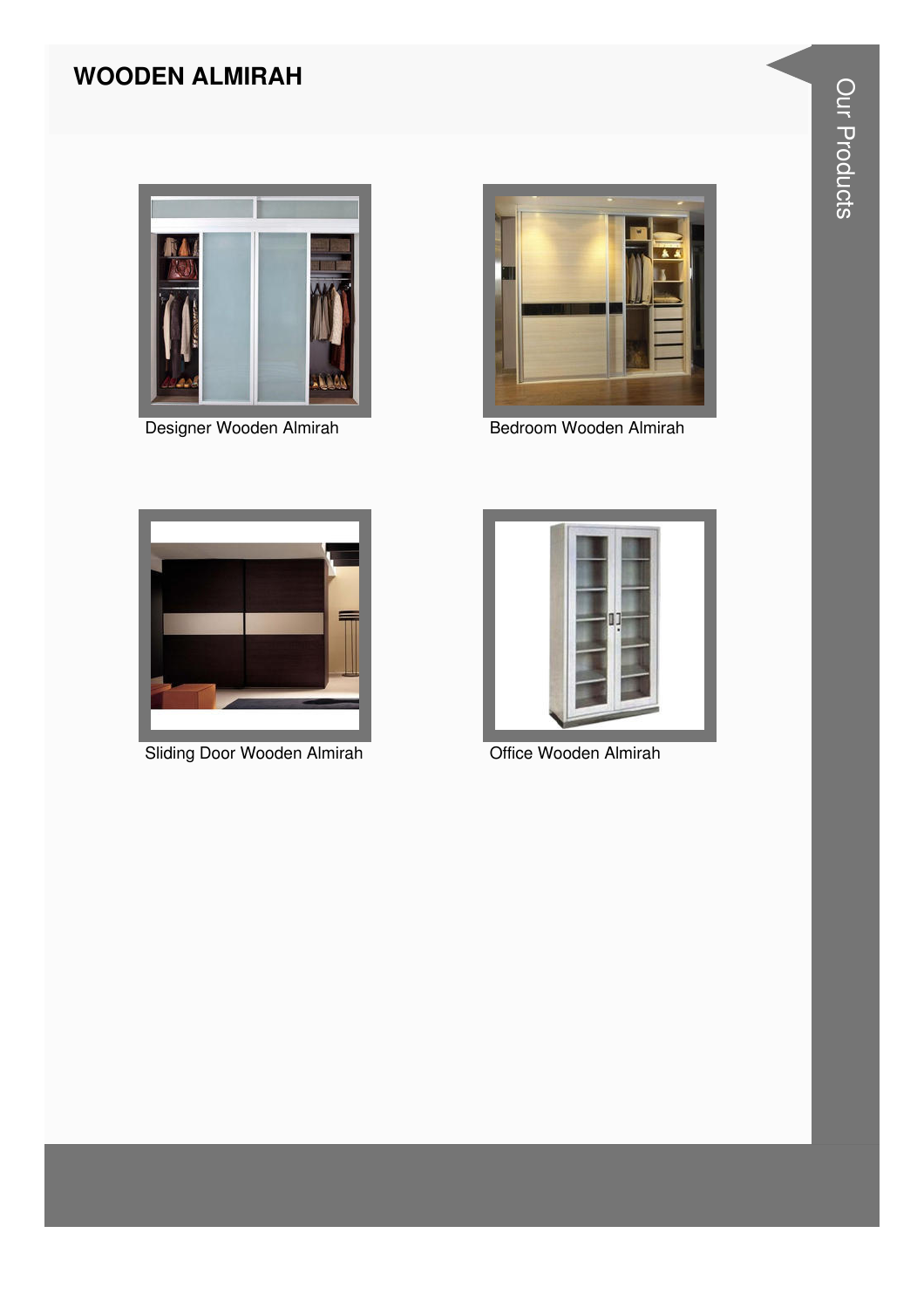# WOODEN ALMIRAH

Designer Wooden Almirah

Bedroom Wooden Almirah

Sliding Door Wooden Almirah

Office Wooden Almirah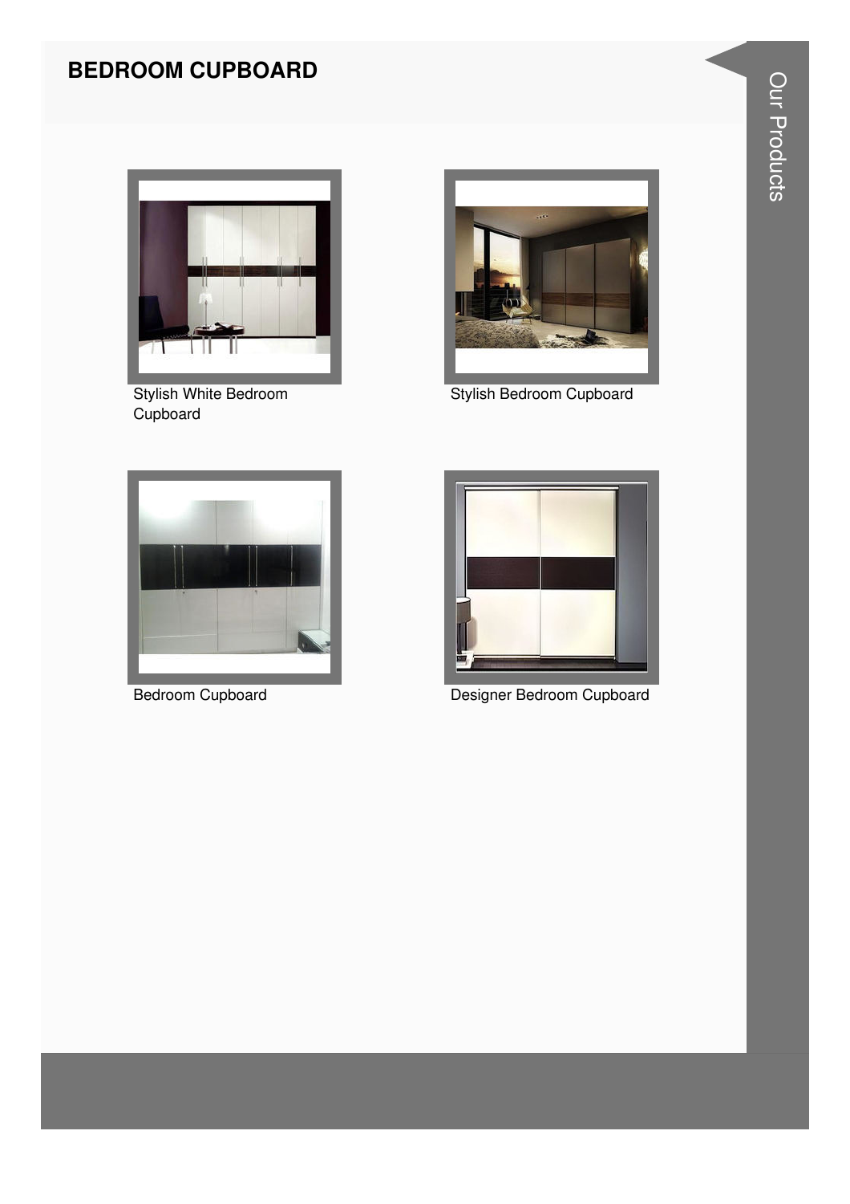# BEDROOM CUPBOARD

Stylish White Bedroom Cupboard

Stylish Bedroom Cupboard

Bedroom Cupboard

Designer Bedroom Cupboard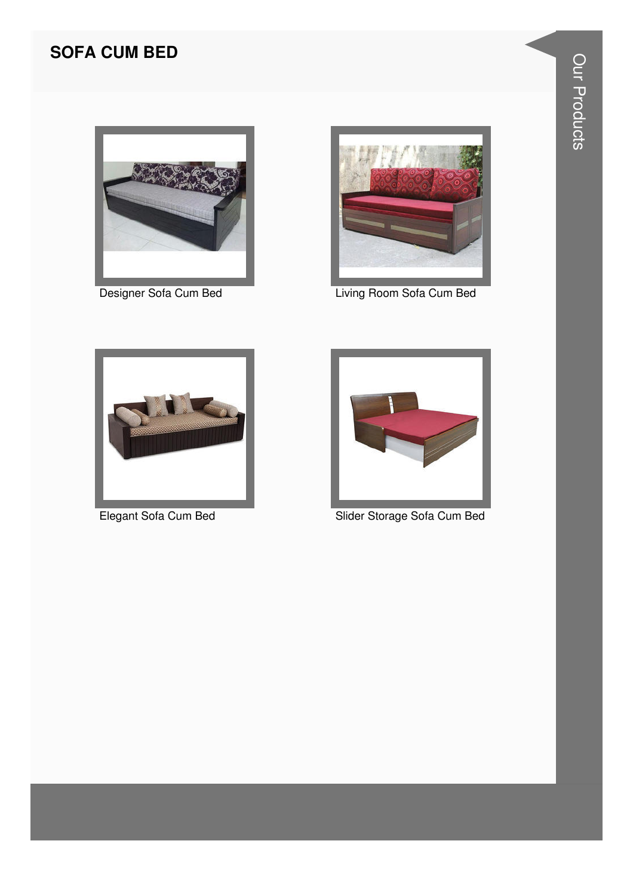# SOFA CUM BED

Designer Sofa Cum Bed

Living Room Sofa Cum Bed

Elegant Sofa Cum Bed

Slider Storage Sofa Cum Bed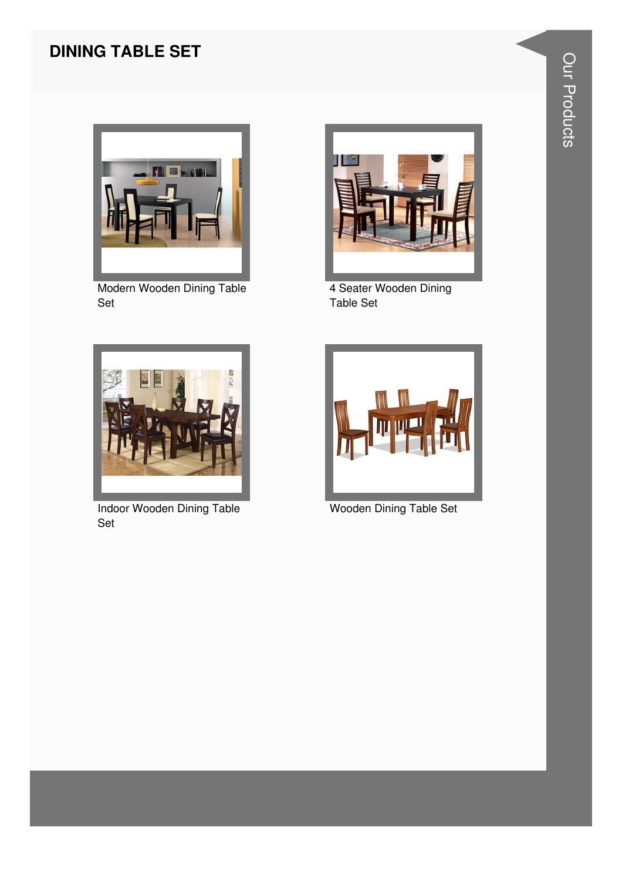## DINING TABLE SET

Modern Wooden Dining Table Set

4 Seater Wooden Dining Table Set

Indoor Wooden Dining Table Set

Wooden Dining Table Set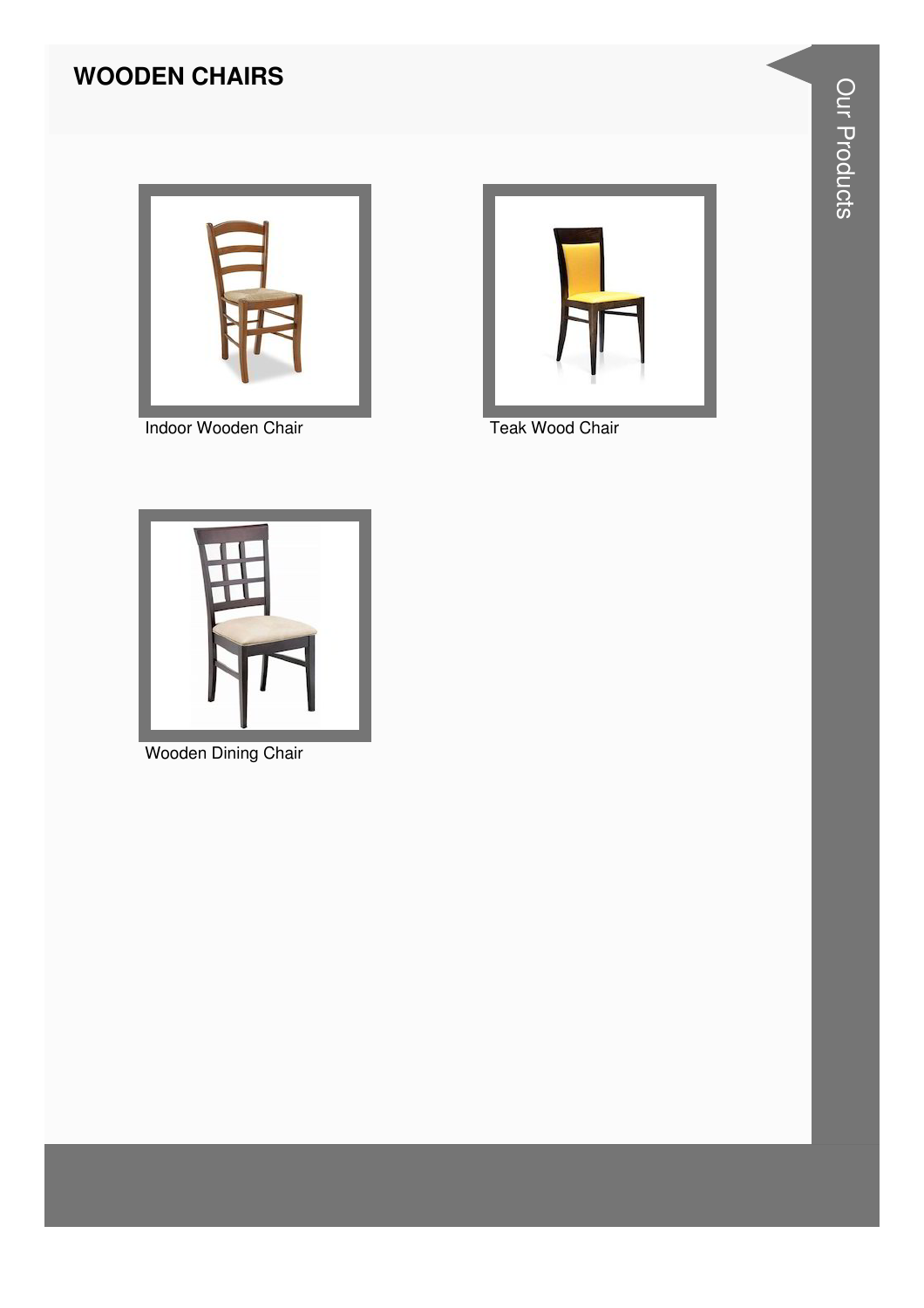# WOODEN CHAIRS

Indoor Wooden Chair

Teak Wood Chair

Wooden Dining Chair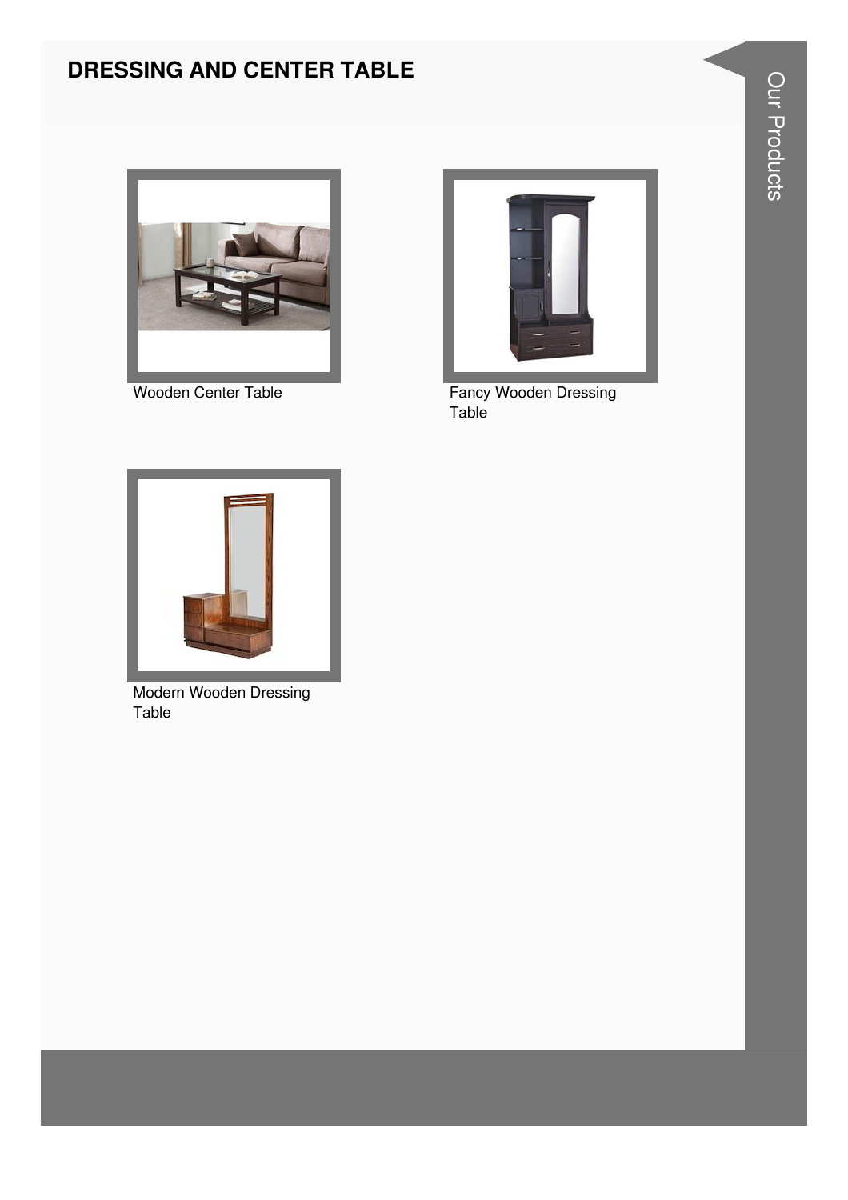# DRESSING AND CENTER TABLE

Wooden Center Table

Fancy Wooden Dressing Table

Modern Wooden Dressing Table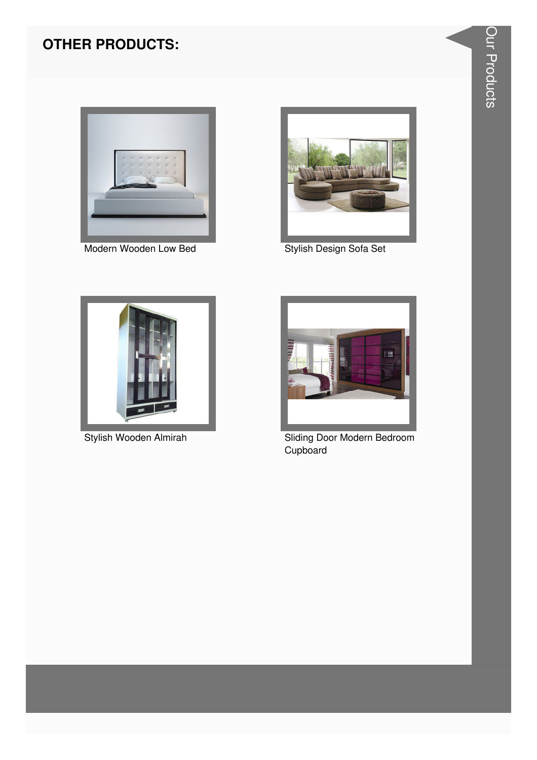## OTHER PRODUCTS:

Modern Wooden Low Bed

Stylish Design Sofa Set

Stylish Wooden Almirah

Sliding Door Modern Bedroom Cupboard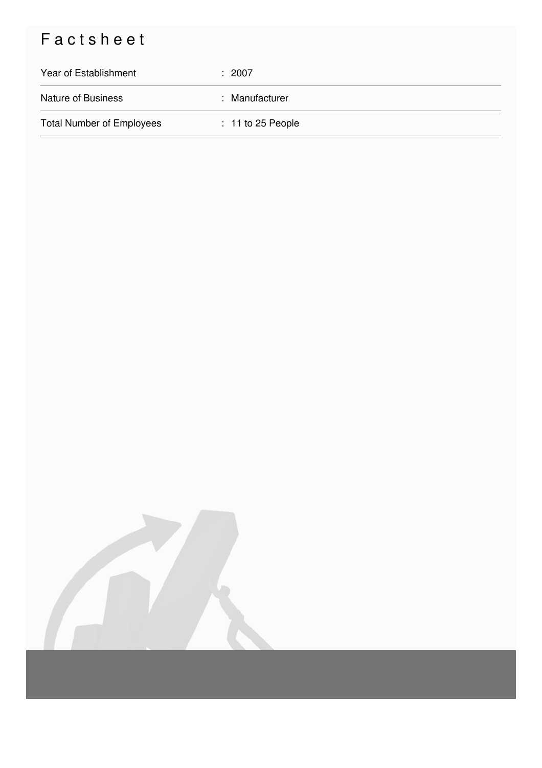# Factsheet

| | |
|---|---|
| Year of Establishment | : 2007 |
| Nature of Business | : Manufacturer |
| Total Number of Employees | : 11 to 25 People |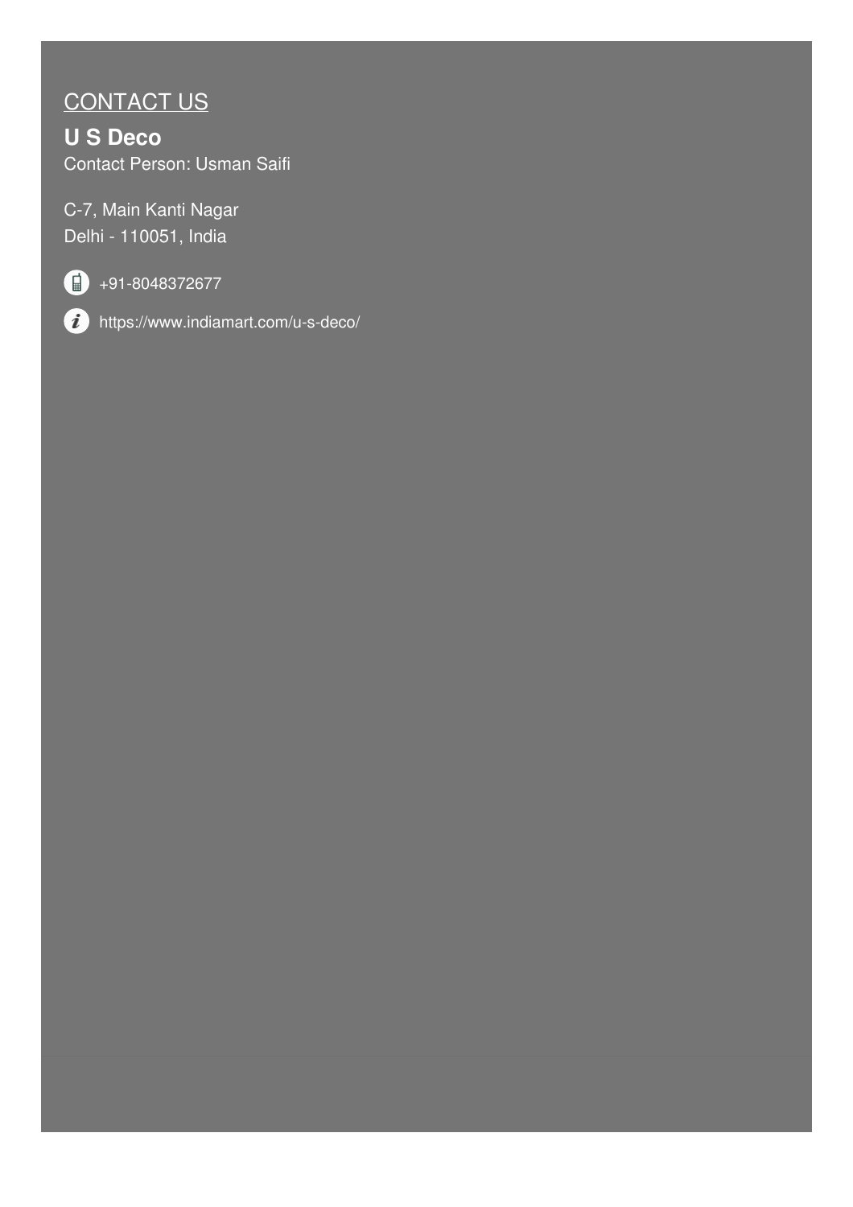## CONTACT US

### U S Deco

Contact Person: Usman Saifi

C-7, Main Kanti Nagar
Delhi - 110051, India

+91-8048372677

https://www.indiamart.com/u-s-deco/